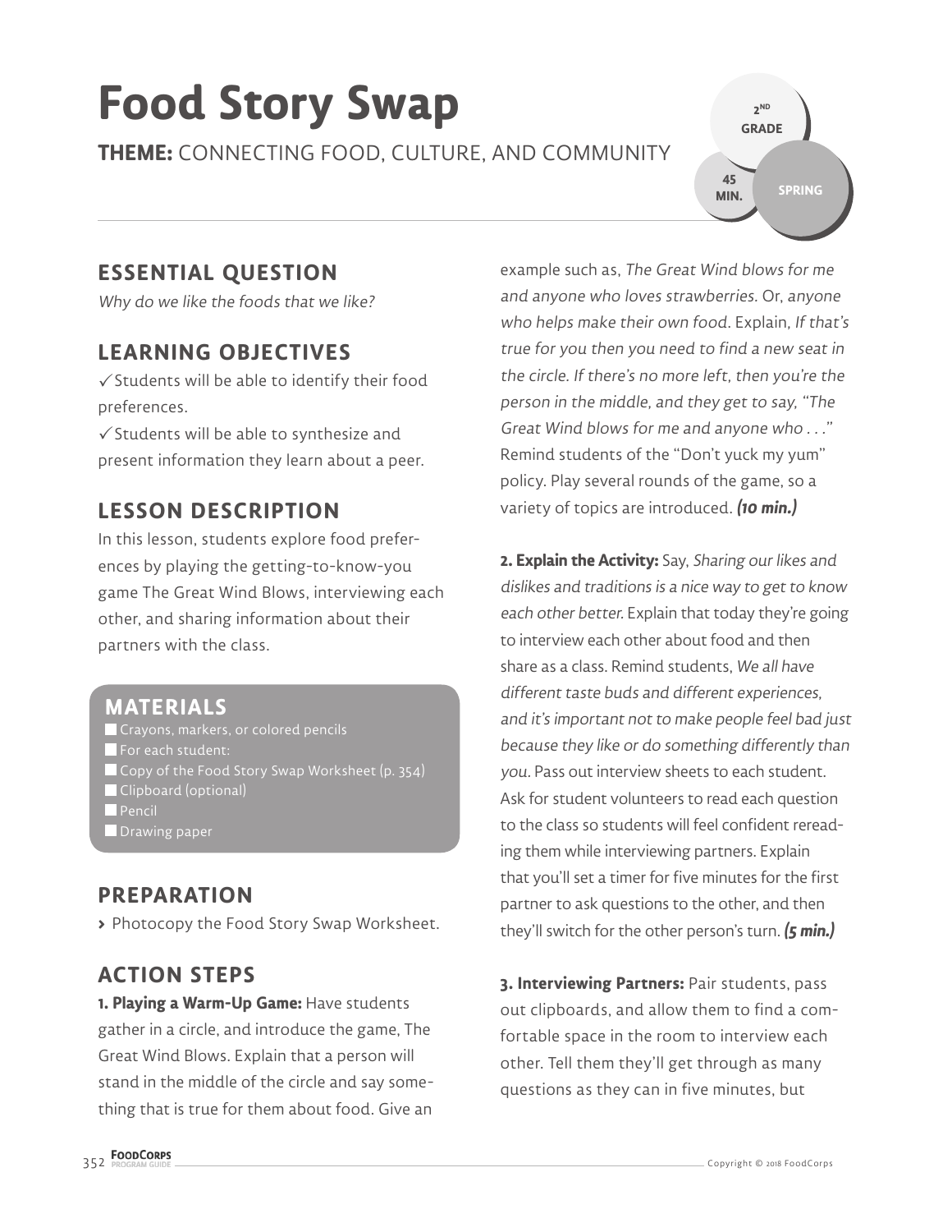# Food Story Swap

**THEME:** CONNECTING FOOD, CULTURE, AND COMMUNITY

2ND GRADE

45 MIN.

SPRING

## ESSENTIAL QUESTION

*Why do we like the foods that we like?*

## LEARNING OBJECTIVES

✓ Students will be able to identify their food preferences.

✓ Students will be able to synthesize and present information they learn about a peer.

## LESSON DESCRIPTION

In this lesson, students explore food preferences by playing the getting-to-know-you game The Great Wind Blows, interviewing each other, and sharing information about their partners with the class.

## MATERIALS

- Crayons, markers, or colored pencils
- For each student:
- Copy of the Food Story Swap Worksheet (p. 354)
- Clipboard (optional)
- Pencil
- Drawing paper

## PREPARATION

› Photocopy the Food Story Swap Worksheet.

## ACTION STEPS

**1. Playing a Warm-Up Game:** Have students gather in a circle, and introduce the game, The Great Wind Blows. Explain that a person will stand in the middle of the circle and say something that is true for them about food. Give an example such as, *The Great Wind blows for me and anyone who loves strawberries.* Or, *anyone who helps make their own food.* Explain, *If that's true for you then you need to find a new seat in the circle. If there's no more left, then you're the person in the middle, and they get to say, "The Great Wind blows for me and anyone who . . ."* Remind students of the "Don't yuck my yum" policy. Play several rounds of the game, so a variety of topics are introduced. ***(10 min.)***

**2. Explain the Activity:** Say, *Sharing our likes and dislikes and traditions is a nice way to get to know each other better.* Explain that today they're going to interview each other about food and then share as a class. Remind students, *We all have different taste buds and different experiences, and it's important not to make people feel bad just because they like or do something differently than you.* Pass out interview sheets to each student. Ask for student volunteers to read each question to the class so students will feel confident rereading them while interviewing partners. Explain that you'll set a timer for five minutes for the first partner to ask questions to the other, and then they'll switch for the other person's turn. ***(5 min.)***

**3. Interviewing Partners:** Pair students, pass out clipboards, and allow them to find a comfortable space in the room to interview each other. Tell them they'll get through as many questions as they can in five minutes, but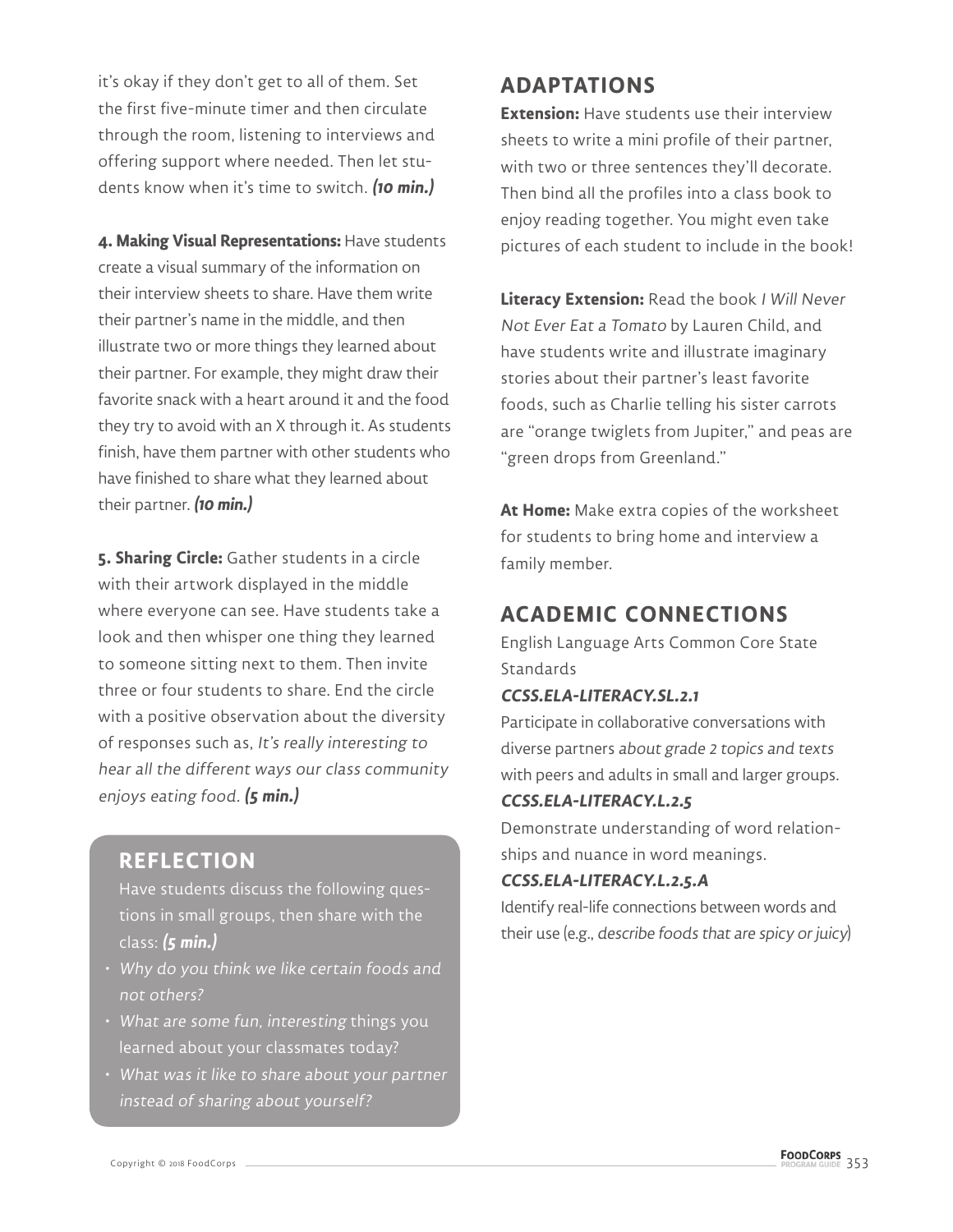it's okay if they don't get to all of them. Set the first five-minute timer and then circulate through the room, listening to interviews and offering support where needed. Then let students know when it's time to switch. ***(10 min.)***

**4. Making Visual Representations:** Have students create a visual summary of the information on their interview sheets to share. Have them write their partner's name in the middle, and then illustrate two or more things they learned about their partner. For example, they might draw their favorite snack with a heart around it and the food they try to avoid with an X through it. As students finish, have them partner with other students who have finished to share what they learned about their partner. ***(10 min.)***

**5. Sharing Circle:** Gather students in a circle with their artwork displayed in the middle where everyone can see. Have students take a look and then whisper one thing they learned to someone sitting next to them. Then invite three or four students to share. End the circle with a positive observation about the diversity of responses such as, *It's really interesting to hear all the different ways our class community enjoys eating food.* ***(5 min.)***

## REFLECTION

Have students discuss the following questions in small groups, then share with the class: ***(5 min.)***

- *Why do you think we like certain foods and not others?*
- *What are some fun, interesting* things you learned about your classmates today?
- *What was it like to share about your partner instead of sharing about yourself?*

## ADAPTATIONS

**Extension:** Have students use their interview sheets to write a mini profile of their partner, with two or three sentences they'll decorate. Then bind all the profiles into a class book to enjoy reading together. You might even take pictures of each student to include in the book!

**Literacy Extension:** Read the book *I Will Never Not Ever Eat a Tomato* by Lauren Child, and have students write and illustrate imaginary stories about their partner's least favorite foods, such as Charlie telling his sister carrots are "orange twiglets from Jupiter," and peas are "green drops from Greenland."

**At Home:** Make extra copies of the worksheet for students to bring home and interview a family member.

## ACADEMIC CONNECTIONS

English Language Arts Common Core State Standards

***CCSS.ELA-LITERACY.SL.2.1***

Participate in collaborative conversations with diverse partners *about grade 2 topics and texts* with peers and adults in small and larger groups.

***CCSS.ELA-LITERACY.L.2.5***

Demonstrate understanding of word relationships and nuance in word meanings.

***CCSS.ELA-LITERACY.L.2.5.A***

Identify real-life connections between words and their use (e.g., *describe foods that are spicy or juicy*)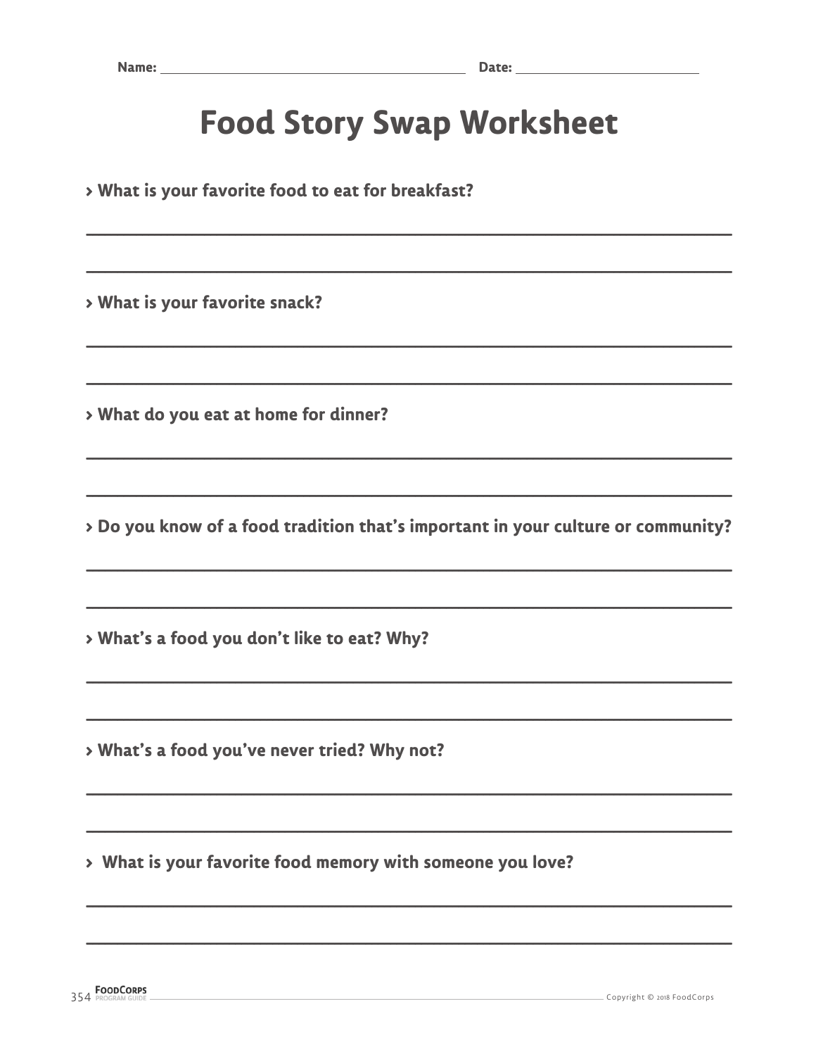Name: ______________________ Date: ______________

# Food Story Swap Worksheet

> What is your favorite food to eat for breakfast?

______________________________________________

______________________________________________

> What is your favorite snack?

______________________________________________

______________________________________________

> What do you eat at home for dinner?

______________________________________________

______________________________________________

> Do you know of a food tradition that's important in your culture or community?

______________________________________________

______________________________________________

> What's a food you don't like to eat? Why?

______________________________________________

______________________________________________

> What's a food you've never tried? Why not?

______________________________________________

______________________________________________

> What is your favorite food memory with someone you love?

______________________________________________

______________________________________________